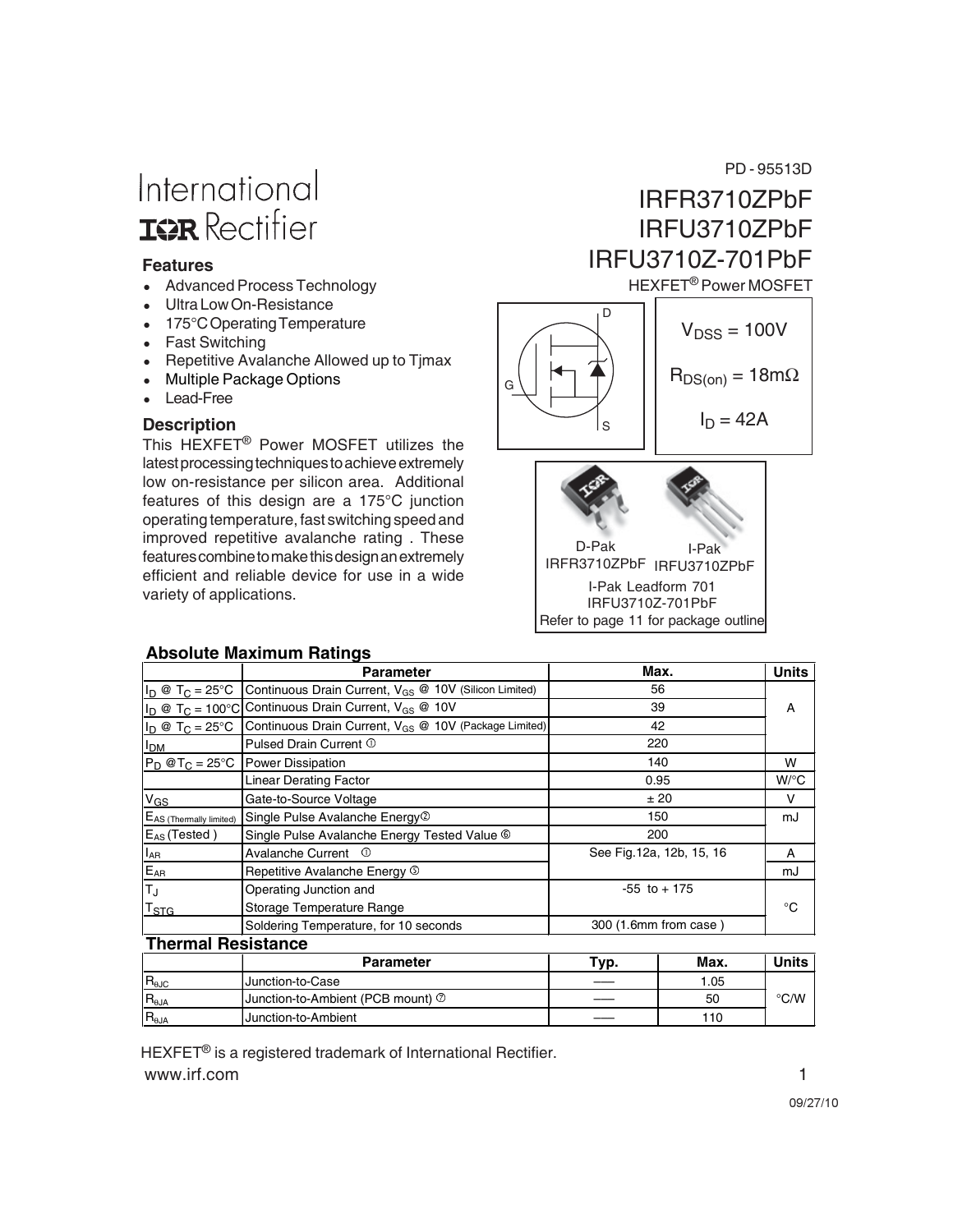PD - 95513D

International
IOR Rectifier

# IRFR3710ZPbF
# IRFU3710ZPbF
# IRFU3710Z-701PbF

HEXFET® Power MOSFET

## Features

- Advanced Process Technology
- Ultra Low On-Resistance
- 175°C Operating Temperature
- Fast Switching
- Repetitive Avalanche Allowed up to Tjmax
- Multiple Package Options
- Lead-Free

$V_{DSS} = 100V$

$R_{DS(on)} = 18m\Omega$

$I_D = 42A$

## Description

This HEXFET® Power MOSFET utilizes the latest processing techniques to achieve extremely low on-resistance per silicon area. Additional features of this design are a 175°C junction operating temperature, fast switching speed and improved repetitive avalanche rating . These features combine to make this design an extremely efficient and reliable device for use in a wide variety of applications.

D-Pak IRFR3710ZPbF

I-Pak IRFU3710ZPbF

I-Pak Leadform 701 IRFU3710Z-701PbF

Refer to page 11 for package outline

## Absolute Maximum Ratings

| | Parameter | Max. | Units |
|---|---|---|---|
| $I_D$ @ $T_C$ = 25°C | Continuous Drain Current, $V_{GS}$ @ 10V (Silicon Limited) | 56 | A |
| $I_D$ @ $T_C$ = 100°C | Continuous Drain Current, $V_{GS}$ @ 10V | 39 | |
| $I_D$ @ $T_C$ = 25°C | Continuous Drain Current, $V_{GS}$ @ 10V (Package Limited) | 42 | |
| $I_{DM}$ | Pulsed Drain Current ① | 220 | |
| $P_D$ @$T_C$ = 25°C | Power Dissipation | 140 | W |
| | Linear Derating Factor | 0.95 | W/°C |
| $V_{GS}$ | Gate-to-Source Voltage | ± 20 | V |
| $E_{AS}$ (Thermally limited) | Single Pulse Avalanche Energy② | 150 | mJ |
| $E_{AS}$ (Tested ) | Single Pulse Avalanche Energy Tested Value ⑥ | 200 | |
| $I_{AR}$ | Avalanche Current ① | See Fig.12a, 12b, 15, 16 | A |
| $E_{AR}$ | Repetitive Avalanche Energy ⑤ | | mJ |
| $T_J$ | Operating Junction and | -55 to + 175 | °C |
| $T_{STG}$ | Storage Temperature Range | | |
| | Soldering Temperature, for 10 seconds | 300 (1.6mm from case ) | |

## Thermal Resistance

| | Parameter | Typ. | Max. | Units |
|---|---|---|---|---|
| $R_{\theta JC}$ | Junction-to-Case | —— | 1.05 | °C/W |
| $R_{\theta JA}$ | Junction-to-Ambient (PCB mount) ⑦ | —— | 50 | |
| $R_{\theta JA}$ | Junction-to-Ambient | —— | 110 | |

HEXFET® is a registered trademark of International Rectifier.

www.irf.com

09/27/10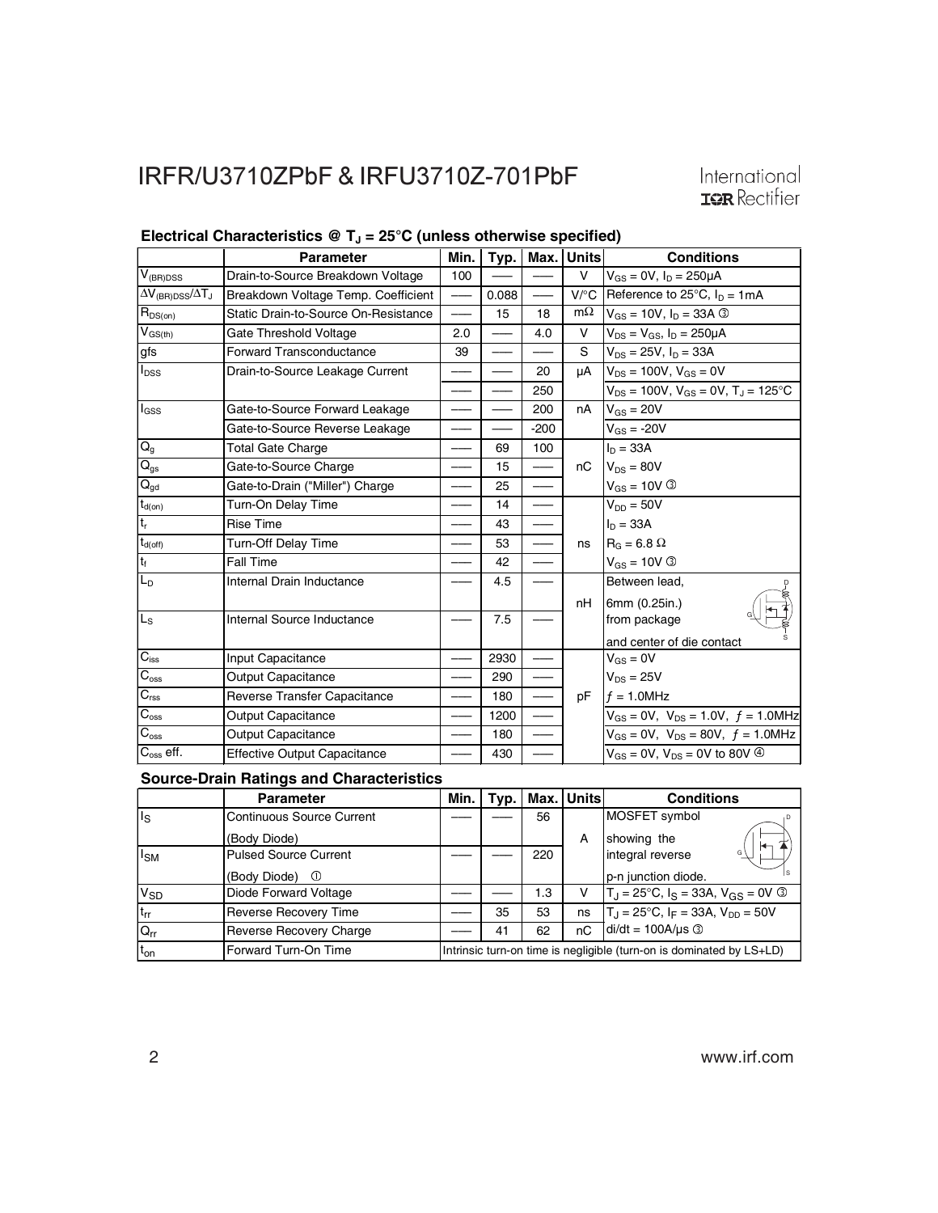### Electrical Characteristics @ $T_J$ = 25°C (unless otherwise specified)

| | Parameter | Min. | Typ. | Max. | Units | Conditions |
|---|---|---|---|---|---|---|
| $V_{(BR)DSS}$ | Drain-to-Source Breakdown Voltage | 100 | ––– | ––– | V | $V_{GS}$ = 0V, $I_D$ = 250μA |
| $\Delta V_{(BR)DSS}/\Delta T_J$ | Breakdown Voltage Temp. Coefficient | ––– | 0.088 | ––– | V/°C | Reference to 25°C, $I_D$ = 1mA |
| $R_{DS(on)}$ | Static Drain-to-Source On-Resistance | ––– | 15 | 18 | mΩ | $V_{GS}$ = 10V, $I_D$ = 33A ③ |
| $V_{GS(th)}$ | Gate Threshold Voltage | 2.0 | ––– | 4.0 | V | $V_{DS}$ = $V_{GS}$, $I_D$ = 250μA |
| gfs | Forward Transconductance | 39 | ––– | ––– | S | $V_{DS}$ = 25V, $I_D$ = 33A |
| $I_{DSS}$ | Drain-to-Source Leakage Current | ––– | ––– | 20 | μA | $V_{DS}$ = 100V, $V_{GS}$ = 0V |
| | | ––– | ––– | 250 | | $V_{DS}$ = 100V, $V_{GS}$ = 0V, $T_J$ = 125°C |
| $I_{GSS}$ | Gate-to-Source Forward Leakage | ––– | ––– | 200 | nA | $V_{GS}$ = 20V |
| | Gate-to-Source Reverse Leakage | ––– | ––– | -200 | | $V_{GS}$ = -20V |
| $Q_g$ | Total Gate Charge | ––– | 69 | 100 | | $I_D$ = 33A |
| $Q_{gs}$ | Gate-to-Source Charge | ––– | 15 | ––– | nC | $V_{DS}$ = 80V |
| $Q_{gd}$ | Gate-to-Drain ("Miller") Charge | ––– | 25 | ––– | | $V_{GS}$ = 10V ③ |
| $t_{d(on)}$ | Turn-On Delay Time | ––– | 14 | ––– | | $V_{DD}$ = 50V |
| $t_r$ | Rise Time | ––– | 43 | ––– | | $I_D$ = 33A |
| $t_{d(off)}$ | Turn-Off Delay Time | ––– | 53 | ––– | ns | $R_G$ = 6.8 Ω |
| $t_f$ | Fall Time | ––– | 42 | ––– | | $V_{GS}$ = 10V ③ |
| $L_D$ | Internal Drain Inductance | ––– | 4.5 | ––– | nH | Between lead, 6mm (0.25in.) |
| $L_S$ | Internal Source Inductance | ––– | 7.5 | ––– | | from package and center of die contact |
| $C_{iss}$ | Input Capacitance | ––– | 2930 | ––– | | $V_{GS}$ = 0V |
| $C_{oss}$ | Output Capacitance | ––– | 290 | ––– | | $V_{DS}$ = 25V |
| $C_{rss}$ | Reverse Transfer Capacitance | ––– | 180 | ––– | pF | ƒ = 1.0MHz |
| $C_{oss}$ | Output Capacitance | ––– | 1200 | ––– | | $V_{GS}$ = 0V, $V_{DS}$ = 1.0V, ƒ = 1.0MHz |
| $C_{oss}$ | Output Capacitance | ––– | 180 | ––– | | $V_{GS}$ = 0V, $V_{DS}$ = 80V, ƒ = 1.0MHz |
| $C_{oss}$ eff. | Effective Output Capacitance | ––– | 430 | ––– | | $V_{GS}$ = 0V, $V_{DS}$ = 0V to 80V ④ |

### Source-Drain Ratings and Characteristics

| | Parameter | Min. | Typ. | Max. | Units | Conditions |
|---|---|---|---|---|---|---|
| $I_S$ | Continuous Source Current (Body Diode) | ––– | ––– | 56 | A | MOSFET symbol showing the |
| $I_{SM}$ | Pulsed Source Current (Body Diode) ① | ––– | ––– | 220 | | integral reverse p-n junction diode. |
| $V_{SD}$ | Diode Forward Voltage | ––– | ––– | 1.3 | V | $T_J$ = 25°C, $I_S$ = 33A, $V_{GS}$ = 0V ③ |
| $t_{rr}$ | Reverse Recovery Time | ––– | 35 | 53 | ns | $T_J$ = 25°C, $I_F$ = 33A, $V_{DD}$ = 50V |
| $Q_{rr}$ | Reverse Recovery Charge | ––– | 41 | 62 | nC | di/dt = 100A/μs ③ |
| $t_{on}$ | Forward Turn-On Time | Intrinsic turn-on time is negligible (turn-on is dominated by LS+LD) | | | | |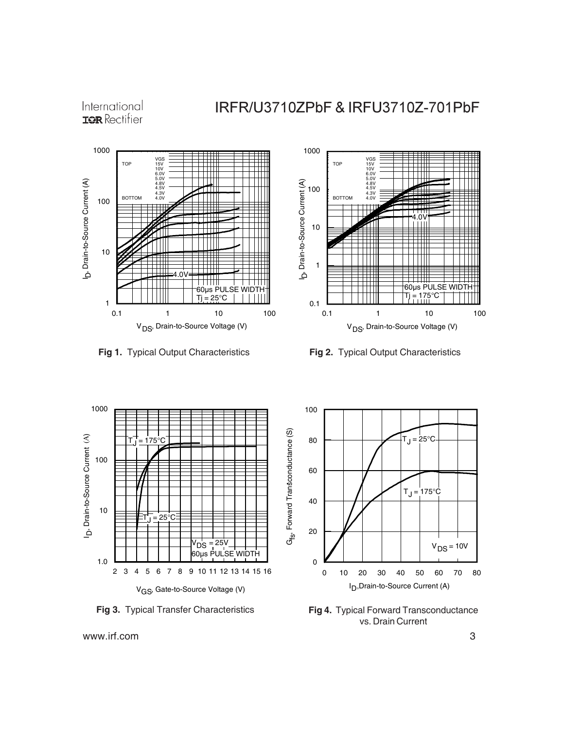Fig 1. Typical Output Characteristics

Fig 2. Typical Output Characteristics

Fig 3. Typical Transfer Characteristics

Fig 4. Typical Forward Transconductance vs. Drain Current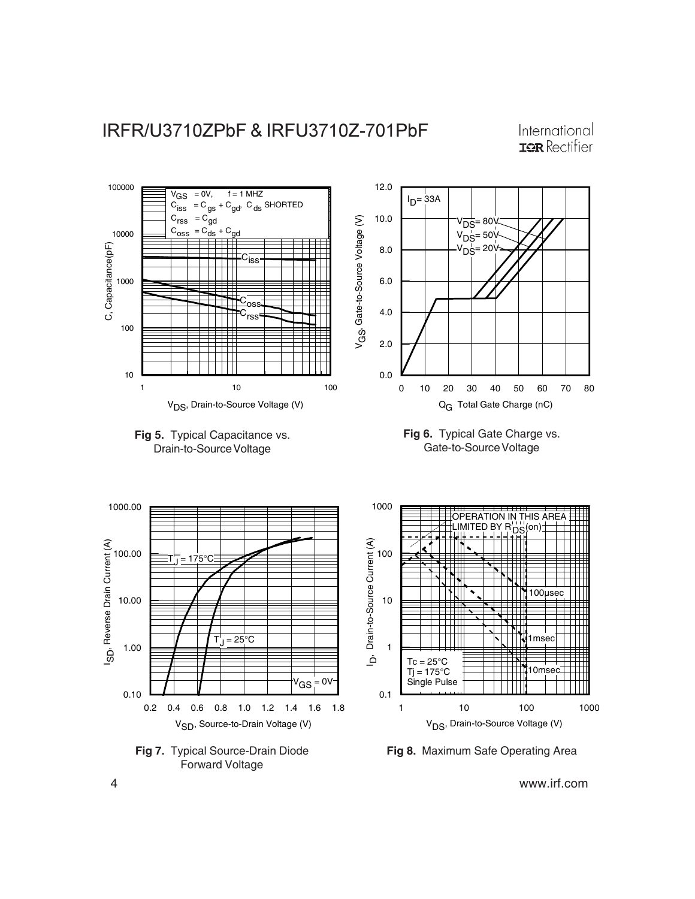**Fig 5.** Typical Capacitance vs. Drain-to-Source Voltage

**Fig 6.** Typical Gate Charge vs. Gate-to-Source Voltage

**Fig 7.** Typical Source-Drain Diode Forward Voltage

**Fig 8.** Maximum Safe Operating Area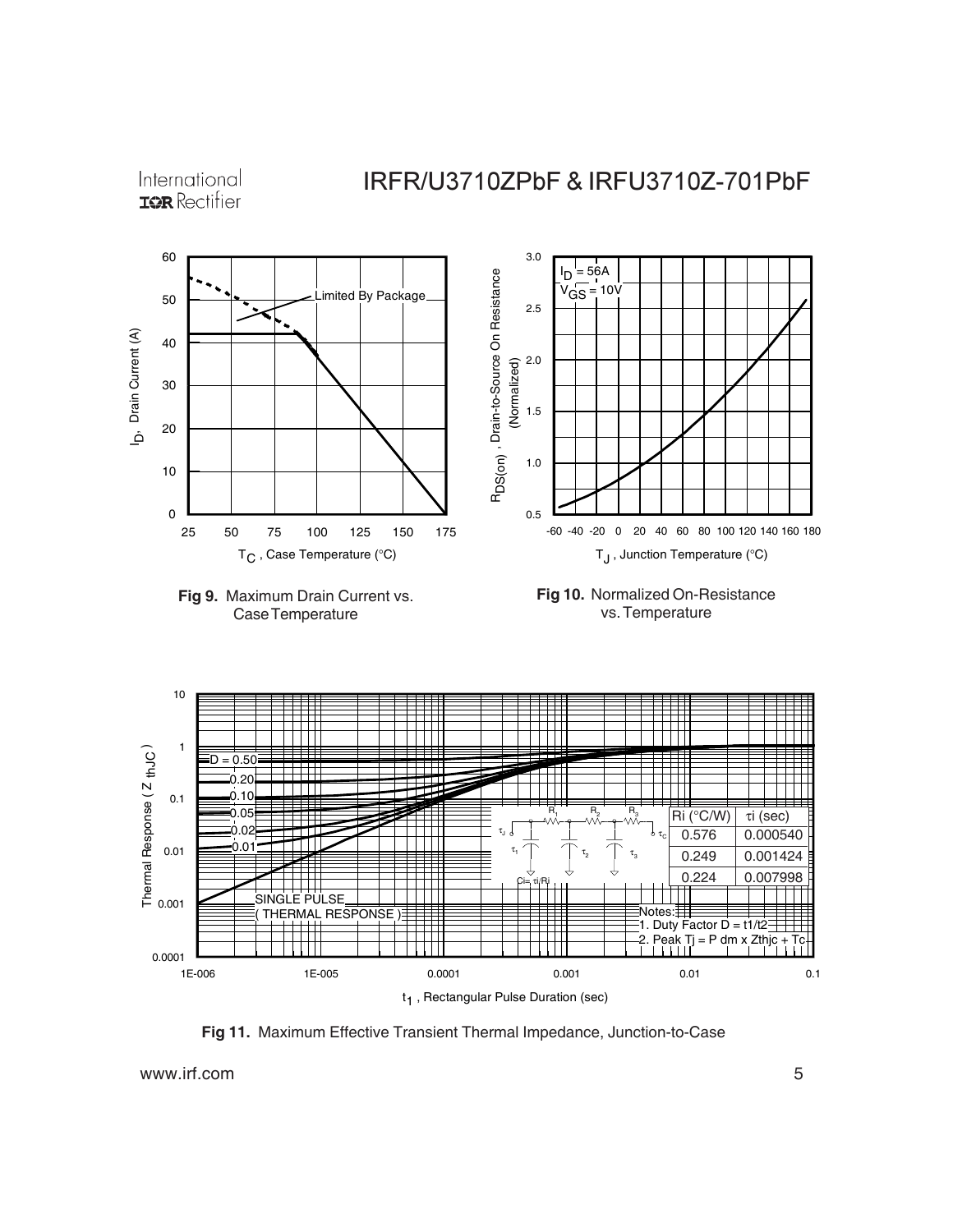Fig 9. Maximum Drain Current vs. Case Temperature

Fig 10. Normalized On-Resistance vs. Temperature

| Ri (°C/W) | τi (sec) |
| --- | --- |
| 0.576 | 0.000540 |
| 0.249 | 0.001424 |
| 0.224 | 0.007998 |

Notes:
1. Duty Factor D = t1/t2
2. Peak Tj = P dm x Zthjc + Tc

Fig 11. Maximum Effective Transient Thermal Impedance, Junction-to-Case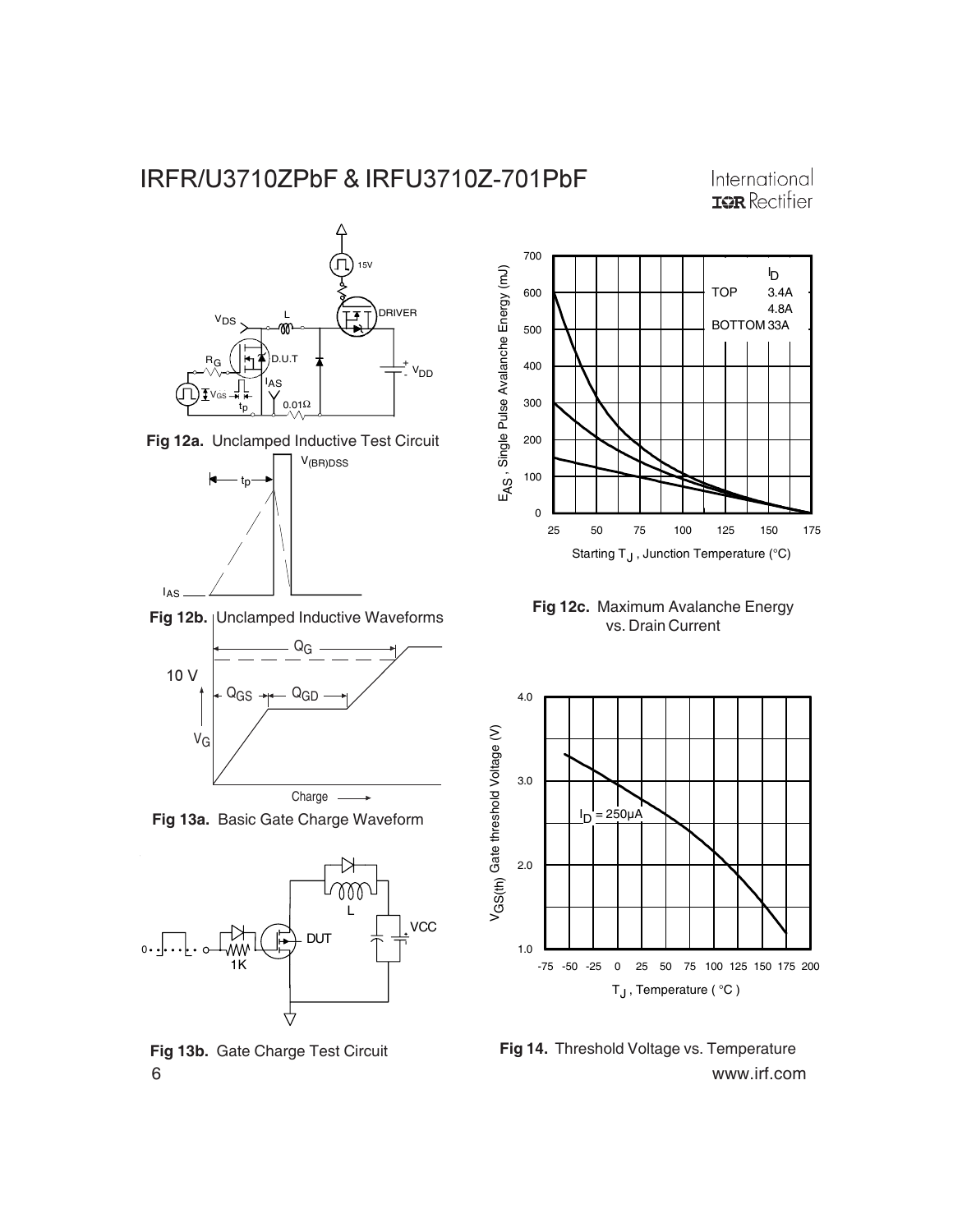Fig 12a. Unclamped Inductive Test Circuit

Fig 12b. Unclamped Inductive Waveforms

Fig 12c. Maximum Avalanche Energy vs. Drain Current

Fig 13a. Basic Gate Charge Waveform

Fig 13b. Gate Charge Test Circuit

Fig 14. Threshold Voltage vs. Temperature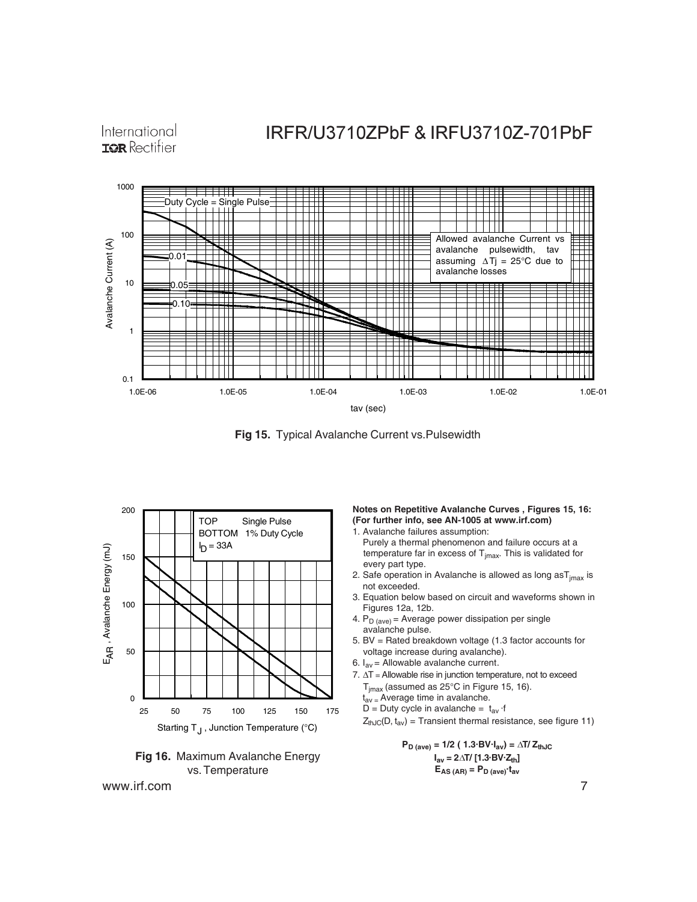Fig 15. Typical Avalanche Current vs.Pulsewidth

Fig 16. Maximum Avalanche Energy vs. Temperature

**Notes on Repetitive Avalanche Curves , Figures 15, 16:**
**(For further info, see AN-1005 at www.irf.com)**

1. Avalanche failures assumption:
   Purely a thermal phenomenon and failure occurs at a temperature far in excess of $T_{jmax}$. This is validated for every part type.
2. Safe operation in Avalanche is allowed as long as $T_{jmax}$ is not exceeded.
3. Equation below based on circuit and waveforms shown in Figures 12a, 12b.
4. $P_{D\ (ave)}$ = Average power dissipation per single avalanche pulse.
5. BV = Rated breakdown voltage (1.3 factor accounts for voltage increase during avalanche).
6. $I_{av}$ = Allowable avalanche current.
7. $\Delta T$ = Allowable rise in junction temperature, not to exceed $T_{jmax}$ (assumed as 25°C in Figure 15, 16).
   $t_{av}$ = Average time in avalanche.
   D = Duty cycle in avalanche = $t_{av} \cdot f$
   $Z_{thJC}(D, t_{av})$ = Transient thermal resistance, see figure 11)

$$P_{D\ (ave)} = 1/2\ (1.3 \cdot BV \cdot I_{av}) = \Delta T / Z_{thJC}$$
$$I_{av} = 2\Delta T / [1.3 \cdot BV \cdot Z_{th}]$$
$$E_{AS\ (AR)} = P_{D\ (ave)} \cdot t_{av}$$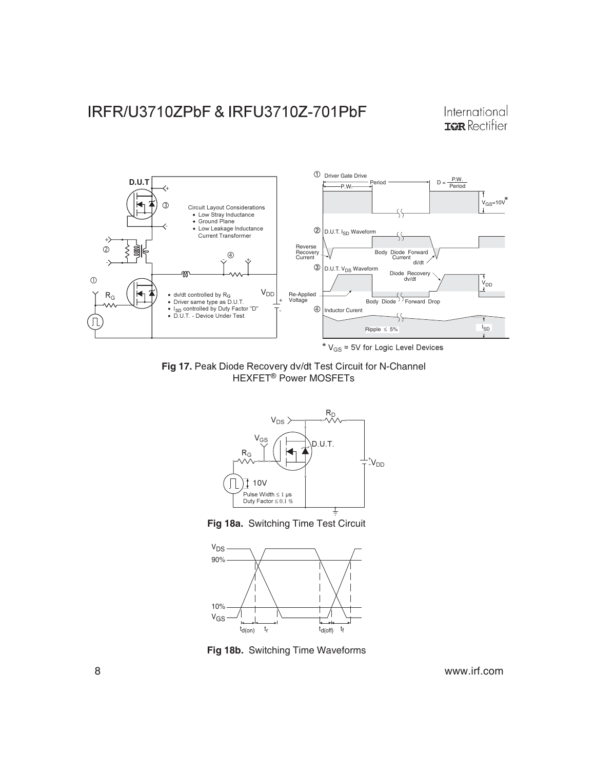Circuit Layout Considerations
- Low Stray Inductance
- Ground Plane
- Low Leakage Inductance Current Transformer

- dv/dt controlled by $R_G$
- Driver same type as D.U.T.
- $I_{SD}$ controlled by Duty Factor "D"
- D.U.T. - Device Under Test

\* $V_{GS}$ = 5V for Logic Level Devices

**Fig 17.** Peak Diode Recovery dv/dt Test Circuit for N-Channel HEXFET® Power MOSFETs

Pulse Width ≤ 1 µs
Duty Factor ≤ 0.1 %

**Fig 18a.** Switching Time Test Circuit

**Fig 18b.** Switching Time Waveforms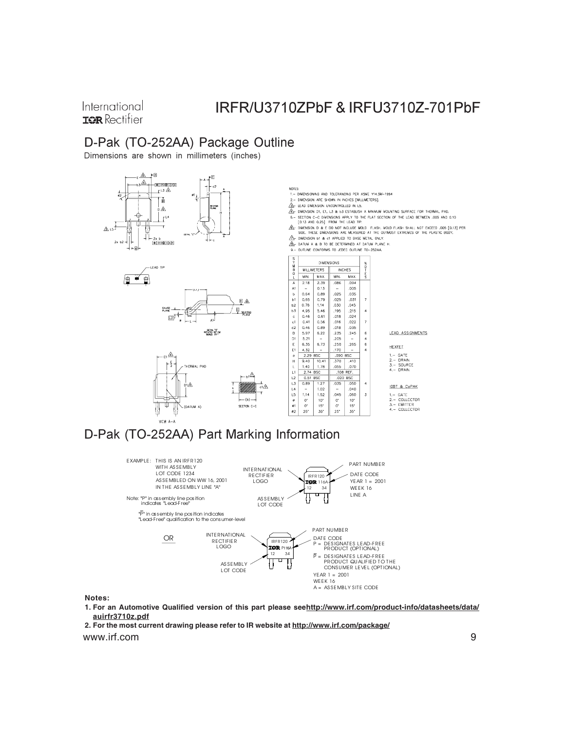## D-Pak (TO-252AA) Package Outline

Dimensions are shown in millimeters (inches)

NOTES:

1.– DIMENSIONING AND TOLERANCING PER ASME Y14.5M-1994
2.– DIMENSION ARE SHOWN IN INCHES [MILLIMETERS].
3.– LEAD DIMENSION UNCONTROLLED IN L5.
4.– DIMENSION D1, E1, L3 & b3 ESTABLISH A MINIMUM MOUNTING SURFACE FOR THERMAL PAD.
5.– SECTION C–C DIMENSIONS APPLY TO THE FLAT SECTION OF THE LEAD BETWEEN .005 AND 0.10 [0.13 AND 0.25] FROM THE LEAD TIP.
6.– DIMENSION D & E DO NOT INCLUDE MOLD FLASH. MOLD FLASH SHALL NOT EXCEED .005 [0.13] PER SIDE. THESE DIMENSIONS ARE MEASURED AT THE OUTMOST EXTREMES OF THE PLASTIC BODY.
7.– DIMENSION b1 & c1 APPLIED TO BASE METAL ONLY.
8.– DATUM A & B TO BE DETERMINED AT DATUM PLANE H.
9.– OUTLINE CONFORMS TO JEDEC OUTLINE TO-252AA.

| SYMBOL | DIMENSIONS | | | | NOTES |
|---|---|---|---|---|---|
| | MILLIMETERS | | INCHES | | |
| | MIN. | MAX. | MIN. | MAX. | |
| A | 2.18 | 2.39 | .086 | .094 | |
| A1 | – | 0.13 | – | .005 | |
| b | 0.64 | 0.89 | .025 | .035 | |
| b1 | 0.65 | 0.79 | .025 | .031 | 7 |
| b2 | 0.76 | 1.14 | .030 | .045 | |
| b3 | 4.95 | 5.46 | .195 | .215 | 4 |
| c | 0.46 | 0.61 | .018 | .024 | |
| c1 | 0.41 | 0.56 | .016 | .022 | 7 |
| c2 | 0.46 | 0.89 | .018 | .035 | |
| D | 5.97 | 6.22 | .235 | .245 | 6 |
| D1 | 5.21 | – | .205 | – | 4 |
| E | 6.35 | 6.73 | .250 | .265 | 6 |
| E1 | 4.32 | – | .170 | – | 4 |
| e | 2.29 BSC | | .090 BSC | | |
| H | 9.40 | 10.41 | .370 | .410 | |
| L | 1.40 | 1.78 | .055 | .070 | |
| L1 | 2.74 BSC | | .108 REF. | | |
| L2 | 0.51 BSC | | .020 BSC | | |
| L3 | 0.89 | 1.27 | .035 | .050 | 4 |
| L4 | – | 1.02 | – | .040 | |
| L5 | 1.14 | 1.52 | .045 | .060 | 3 |
| ø | 0° | 10° | 0° | 10° | |
| ø1 | 0° | 15° | 0° | 15° | |
| ø2 | 25° | 35° | 25° | 35° | |

LEAD ASSIGNMENTS

HEXFET

1.– GATE
2.– DRAIN
3.– SOURCE
4.– DRAIN

IGBT & CoPAK

1.– GATE
2.– COLLECTOR
3.– EMITTER
4.– COLLECTOR

## D-Pak (TO-252AA) Part Marking Information

EXAMPLE: THIS IS AN IRFR120 WITH ASSEMBLY LOT CODE 1234 ASSEMBLED ON WW 16, 2001 IN THE ASSEMBLY LINE "A"

Note: "P" in assembly line position indicates "Lead-Free"

"P̄" in assembly line position indicates "Lead-Free" qualification to the consumer-level

INTERNATIONAL RECTIFIER LOGO — IRFR120 / IOR 116A / 12 34 — PART NUMBER; DATE CODE: YEAR 1 = 2001, WEEK 16, LINE A; ASSEMBLY LOT CODE

OR

INTERNATIONAL RECTIFIER LOGO — IRFR120 / IOR P116A / 12 34 — PART NUMBER; DATE CODE: P = DESIGNATES LEAD-FREE PRODUCT (OPTIONAL); P̄ = DESIGNATES LEAD-FREE PRODUCT QUALIFIED TO THE CONSUMER LEVEL (OPTIONAL); YEAR 1 = 2001; WEEK 16; A = ASSEMBLY SITE CODE; ASSEMBLY LOT CODE

**Notes:**

1. **For an Automotive Qualified version of this part please see http://www.irf.com/product-info/datasheets/data/auirfr3710z.pdf**
2. **For the most current drawing please refer to IR website at http://www.irf.com/package/**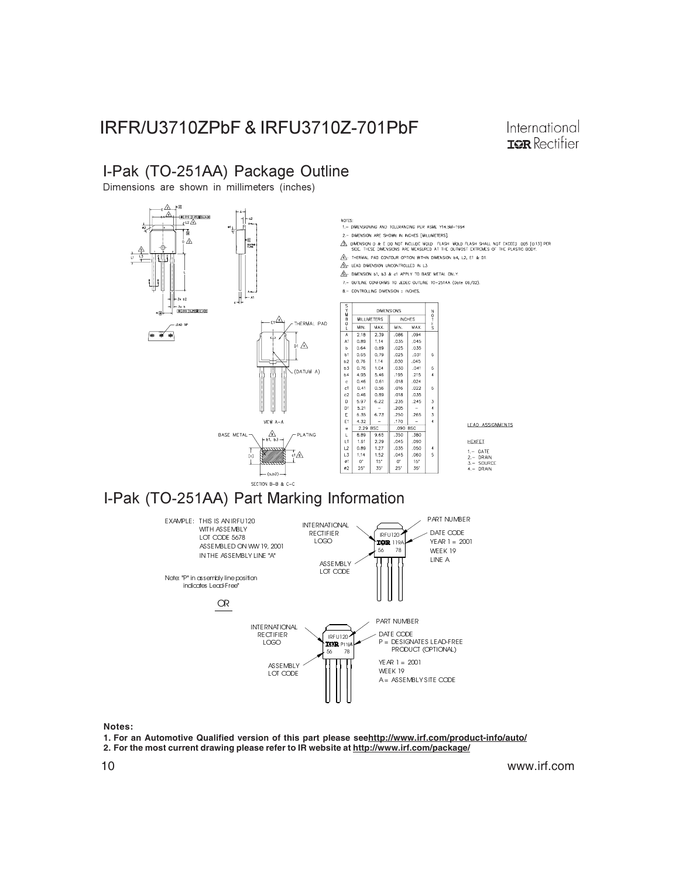## I-Pak (TO-251AA) Package Outline

Dimensions are shown in millimeters (inches)

NOTES:

1.– DIMENSIONING AND TOLERANCING PER ASME Y14.5M-1994.
2.– DIMENSION ARE SHOWN IN INCHES [MILLIMETERS].
3. DIMENSION D & E DO NOT INCLUDE MOLD FLASH. MOLD FLASH SHALL NOT EXCEED .005 [0.13] PER SIDE. THESE DIMENSIONS ARE MEASURED AT THE OUTMOST EXTREMES OF THE PLASTIC BODY.
4. THERMAL PAD CONTOUR OPTION WITHIN DIMENSION b4, L2, E1 & D1.
5. LEAD DIMENSION UNCONTROLLED IN L3.
6. DIMENSION b1, b3 & c1 APPLY TO BASE METAL ONLY.
7.– OUTLINE CONFORMS TO JEDEC OUTLINE TO-251AA (Date 06/02).
8.– CONTROLLING DIMENSION : INCHES.

| SYMBOL | DIMENSIONS | | | | NOTES |
|---|---|---|---|---|---|
| | MILLIMETERS | | INCHES | | |
| | MIN. | MAX. | MIN. | MAX. | |
| A | 2.18 | 2.39 | .086 | .094 | |
| A1 | 0.89 | 1.14 | .035 | .045 | |
| b | 0.64 | 0.89 | .025 | .035 | |
| b1 | 0.65 | 0.79 | .025 | .031 | 6 |
| b2 | 0.76 | 1.14 | .030 | .045 | |
| b3 | 0.76 | 1.04 | .030 | .041 | 6 |
| b4 | 4.95 | 5.46 | .195 | .215 | 4 |
| c | 0.46 | 0.61 | .018 | .024 | |
| c1 | 0.41 | 0.56 | .016 | .022 | 6 |
| c2 | 0.46 | 0.89 | .018 | .035 | |
| D | 5.97 | 6.22 | .235 | .245 | 3 |
| D1 | 5.21 | – | .205 | – | 4 |
| E | 6.35 | 6.73 | .250 | .265 | 3 |
| E1 | 4.32 | – | .170 | – | 4 |
| e | 2.29 BSC | | .090 BSC | | |
| L | 8.89 | 9.65 | .350 | .380 | |
| L1 | 1.91 | 2.29 | .045 | .090 | |
| L2 | 0.89 | 1.27 | .035 | .050 | 4 |
| L3 | 1.14 | 1.52 | .045 | .060 | 5 |
| ø1 | 0° | 15° | 0° | 15° | |
| ø2 | 25° | 35° | 25° | 35° | |

LEAD ASSIGNMENTS

HEXFET

1.– GATE
2.– DRAIN
3.– SOURCE
4.– DRAIN

VIEW A–A

SECTION B–B & C–C

## I-Pak (TO-251AA) Part Marking Information

EXAMPLE: THIS IS AN IRFU120 WITH ASSEMBLY LOT CODE 5678 ASSEMBLED ON WW 19, 2001 IN THE ASSEMBLY LINE "A"

Note: "P" in assembly line position indicates Lead-Free"

INTERNATIONAL RECTIFIER LOGO — ASSEMBLY LOT CODE — PART NUMBER — DATE CODE: YEAR 1 = 2001, WEEK 19, LINE A

OR

INTERNATIONAL RECTIFIER LOGO — ASSEMBLY LOT CODE — PART NUMBER — DATE CODE: P = DESIGNATES LEAD-FREE PRODUCT (OPTIONAL), YEAR 1 = 2001, WEEK 19, A = ASSEMBLY SITE CODE

**Notes:**

**1. For an Automotive Qualified version of this part please see http://www.irf.com/product-info/auto/**

**2. For the most current drawing please refer to IR website at http://www.irf.com/package/**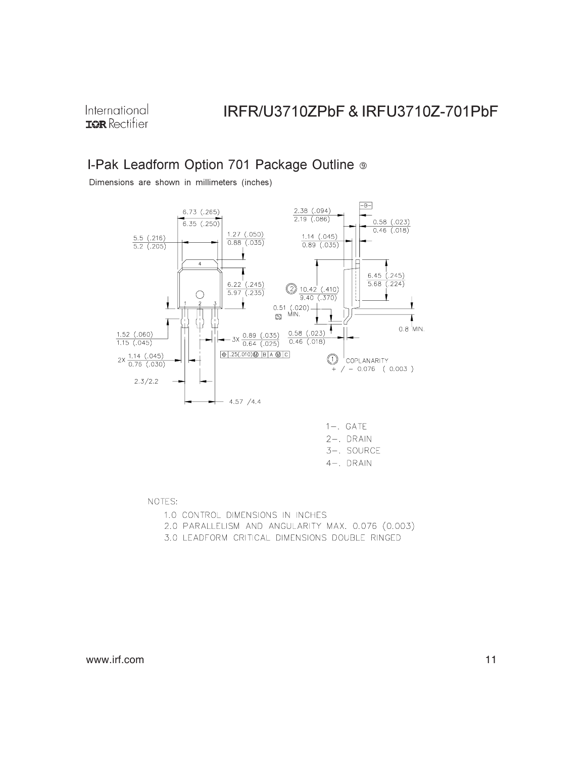## I-Pak Leadform Option 701 Package Outline ⑨

Dimensions are shown in millimeters (inches)

1-. GATE
2-. DRAIN
3-. SOURCE
4-. DRAIN

NOTES:

1.0 CONTROL DIMENSIONS IN INCHES
2.0 PARALLELISM AND ANGULARITY MAX. 0.076 (0.003)
3.0 LEADFORM CRITICAL DIMENSIONS DOUBLE RINGED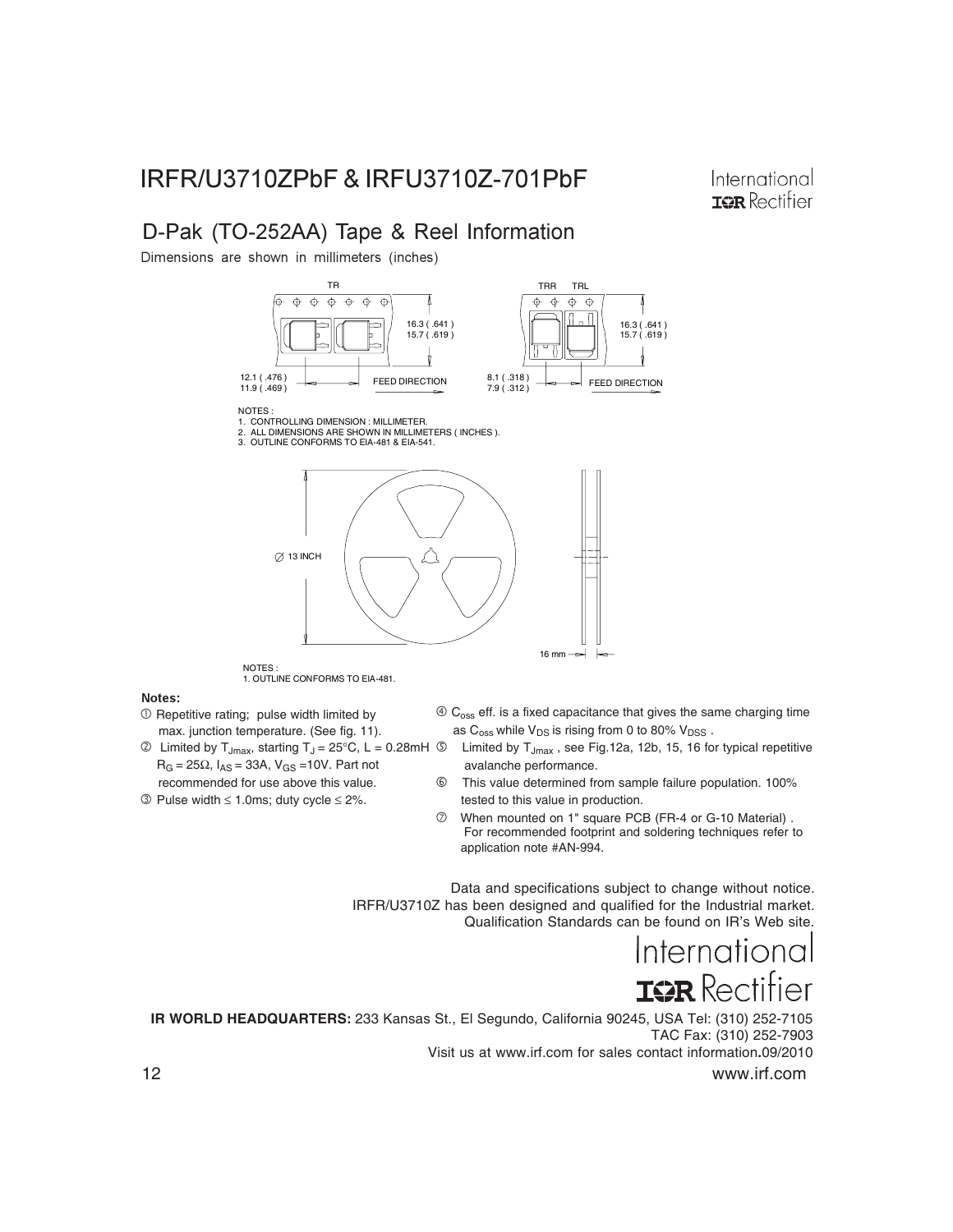## D-Pak (TO-252AA) Tape & Reel Information

Dimensions are shown in millimeters (inches)

TR

16.3 ( .641 )
15.7 ( .619 )

12.1 ( .476 )
11.9 ( .469 )

FEED DIRECTION

TRR TRL

16.3 ( .641 )
15.7 ( .619 )

8.1 ( .318 )
7.9 ( .312 )

FEED DIRECTION

NOTES :
1. CONTROLLING DIMENSION : MILLIMETER.
2. ALL DIMENSIONS ARE SHOWN IN MILLIMETERS ( INCHES ).
3. OUTLINE CONFORMS TO EIA-481 & EIA-541.

∅ 13 INCH

16 mm

NOTES :
1. OUTLINE CONFORMS TO EIA-481.

**Notes:**

① Repetitive rating; pulse width limited by max. junction temperature. (See fig. 11).

② Limited by $T_{Jmax}$, starting $T_J = 25°C$, $L = 0.28mH$ $R_G = 25\Omega$, $I_{AS} = 33A$, $V_{GS} = 10V$. Part not recommended for use above this value.

③ Pulse width ≤ 1.0ms; duty cycle ≤ 2%.

④ $C_{oss}$ eff. is a fixed capacitance that gives the same charging time as $C_{oss}$ while $V_{DS}$ is rising from 0 to 80% $V_{DSS}$ .

⑤ Limited by $T_{Jmax}$ , see Fig.12a, 12b, 15, 16 for typical repetitive avalanche performance.

⑥ This value determined from sample failure population. 100% tested to this value in production.

⑦ When mounted on 1" square PCB (FR-4 or G-10 Material) . For recommended footprint and soldering techniques refer to application note #AN-994.

Data and specifications subject to change without notice.
IRFR/U3710Z has been designed and qualified for the Industrial market.
Qualification Standards can be found on IR's Web site.

International
IOR Rectifier

**IR WORLD HEADQUARTERS:** 233 Kansas St., El Segundo, California 90245, USA Tel: (310) 252-7105
TAC Fax: (310) 252-7903
Visit us at www.irf.com for sales contact information.09/2010